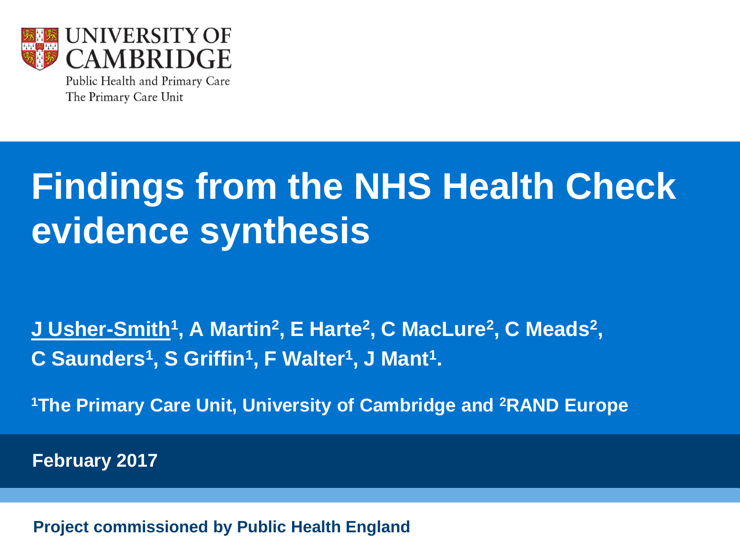UNIVERSITY OF CAMBRIDGE

Public Health and Primary Care
The Primary Care Unit

# Findings from the NHS Health Check evidence synthesis

**J Usher-Smith[1], A Martin[2], E Harte[2], C MacLure[2], C Meads[2], C Saunders[1], S Griffin[1], F Walter[1], J Mant[1].**

**[1]The Primary Care Unit, University of Cambridge and [2]RAND Europe**

**February 2017**

**Project commissioned by Public Health England**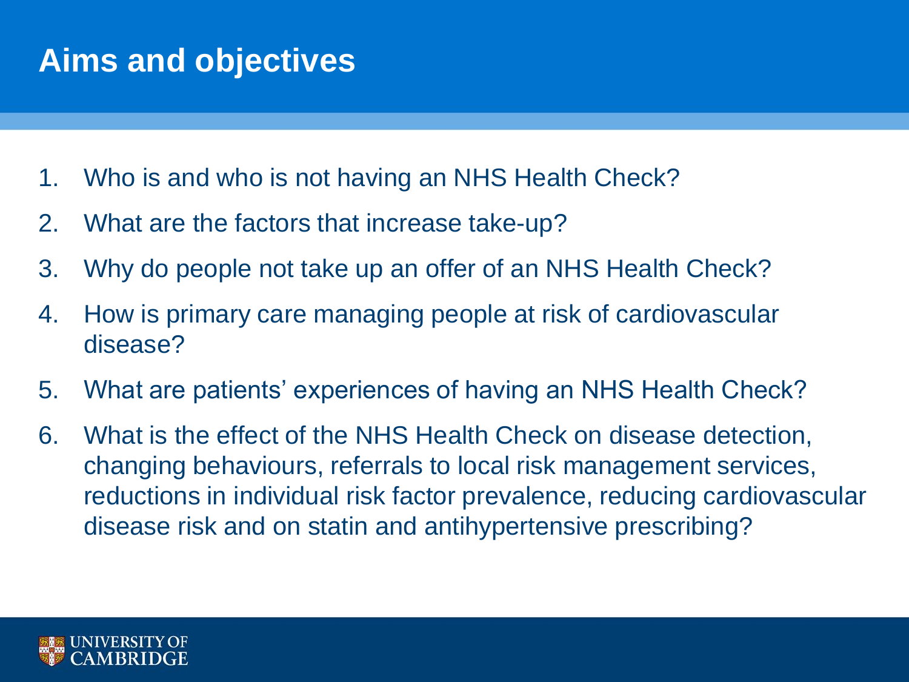# Aims and objectives

1. Who is and who is not having an NHS Health Check?
2. What are the factors that increase take-up?
3. Why do people not take up an offer of an NHS Health Check?
4. How is primary care managing people at risk of cardiovascular disease?
5. What are patients' experiences of having an NHS Health Check?
6. What is the effect of the NHS Health Check on disease detection, changing behaviours, referrals to local risk management services, reductions in individual risk factor prevalence, reducing cardiovascular disease risk and on statin and antihypertensive prescribing?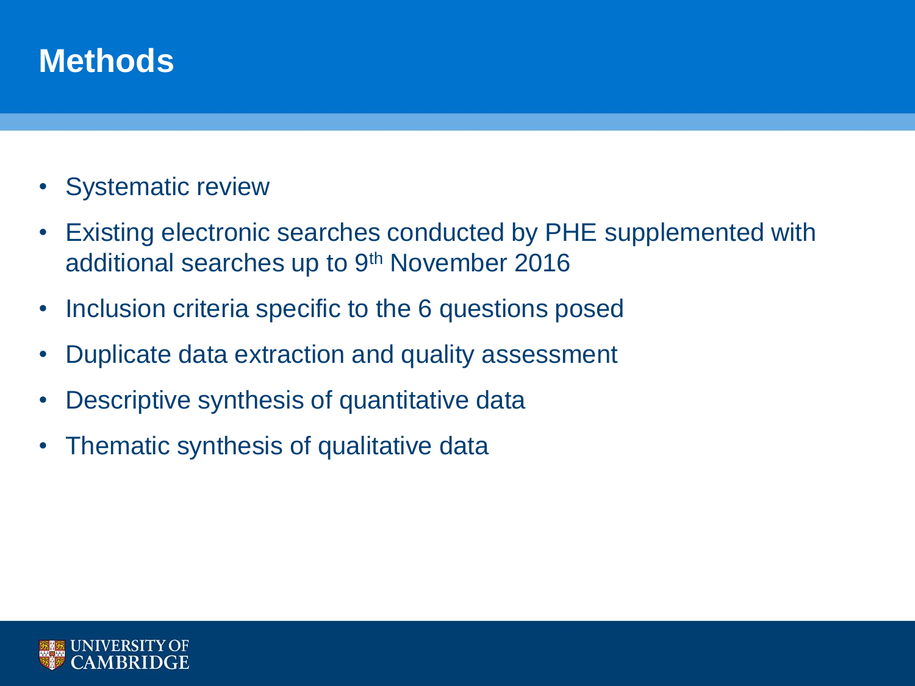# Methods

- Systematic review
- Existing electronic searches conducted by PHE supplemented with additional searches up to 9th November 2016
- Inclusion criteria specific to the 6 questions posed
- Duplicate data extraction and quality assessment
- Descriptive synthesis of quantitative data
- Thematic synthesis of qualitative data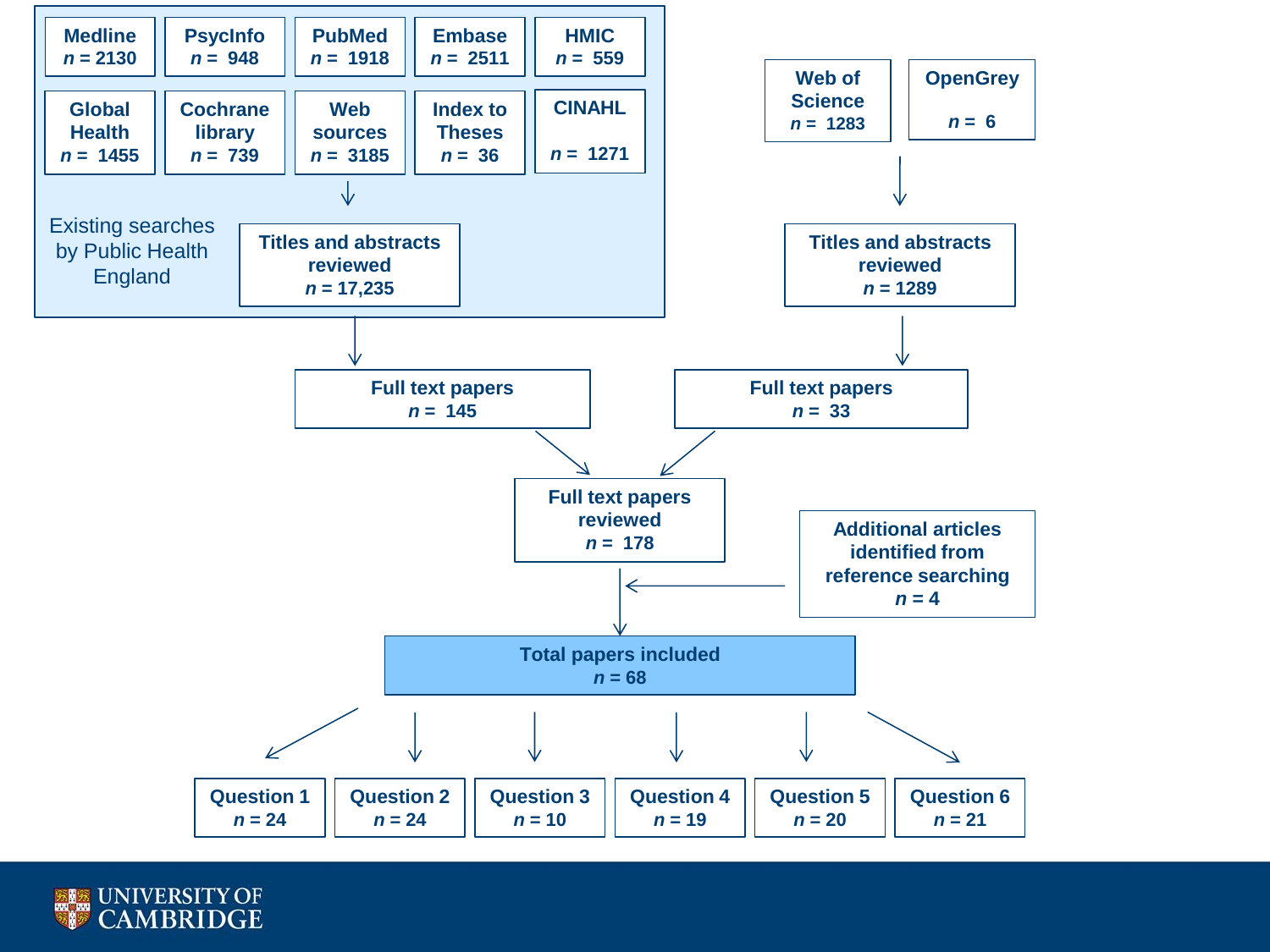**Existing searches by Public Health England**

| Source | n |
|---|---|
| Medline | 2130 |
| PsycInfo | 948 |
| PubMed | 1918 |
| Embase | 2511 |
| HMIC | 559 |
| Global Health | 1455 |
| Cochrane library | 739 |
| Web sources | 3185 |
| Index to Theses | 36 |
| CINAHL | 1271 |

↓

**Titles and abstracts reviewed**
*n* = 17,235

↓

**Full text papers**
*n* = 145

---

| Source | n |
|---|---|
| Web of Science | 1283 |
| OpenGrey | 6 |

↓

**Titles and abstracts reviewed**
*n* = 1289

↓

**Full text papers**
*n* = 33

---

↓

**Full text papers reviewed**
*n* = 178

← **Additional articles identified from reference searching**
*n* = 4

↓

**Total papers included**
*n* = 68

↓

| Question | n |
|---|---|
| Question 1 | 24 |
| Question 2 | 24 |
| Question 3 | 10 |
| Question 4 | 19 |
| Question 5 | 20 |
| Question 6 | 21 |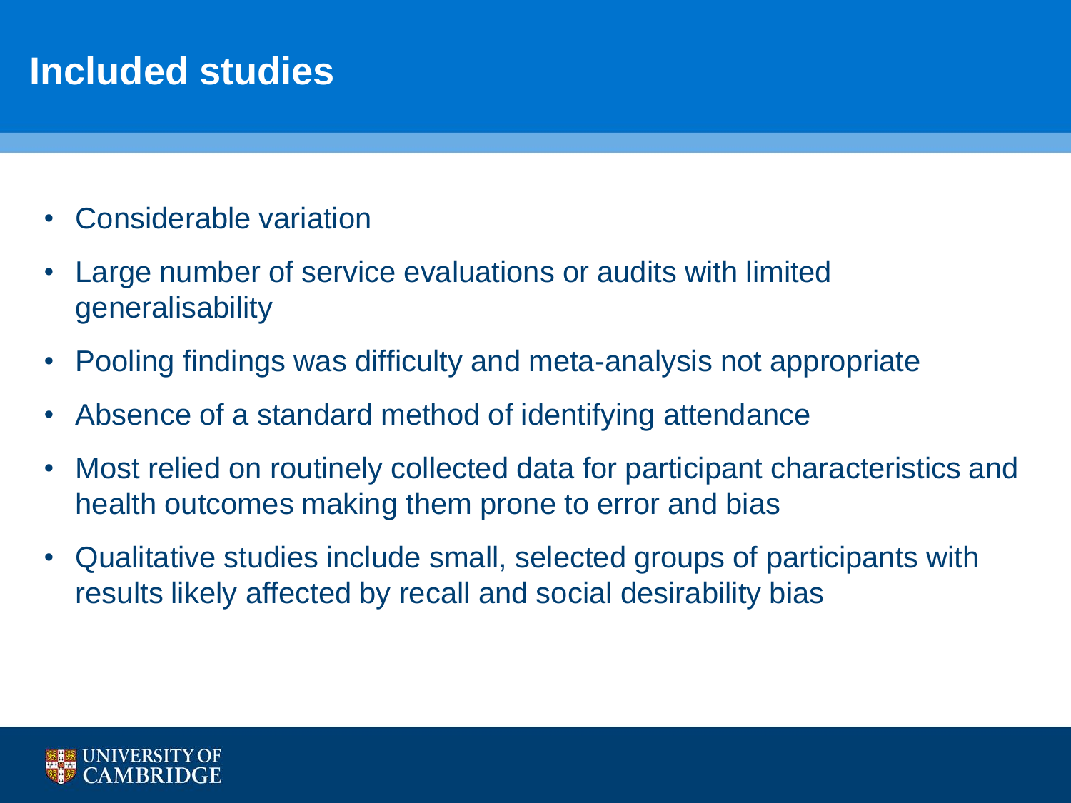# Included studies

- Considerable variation
- Large number of service evaluations or audits with limited generalisability
- Pooling findings was difficulty and meta-analysis not appropriate
- Absence of a standard method of identifying attendance
- Most relied on routinely collected data for participant characteristics and health outcomes making them prone to error and bias
- Qualitative studies include small, selected groups of participants with results likely affected by recall and social desirability bias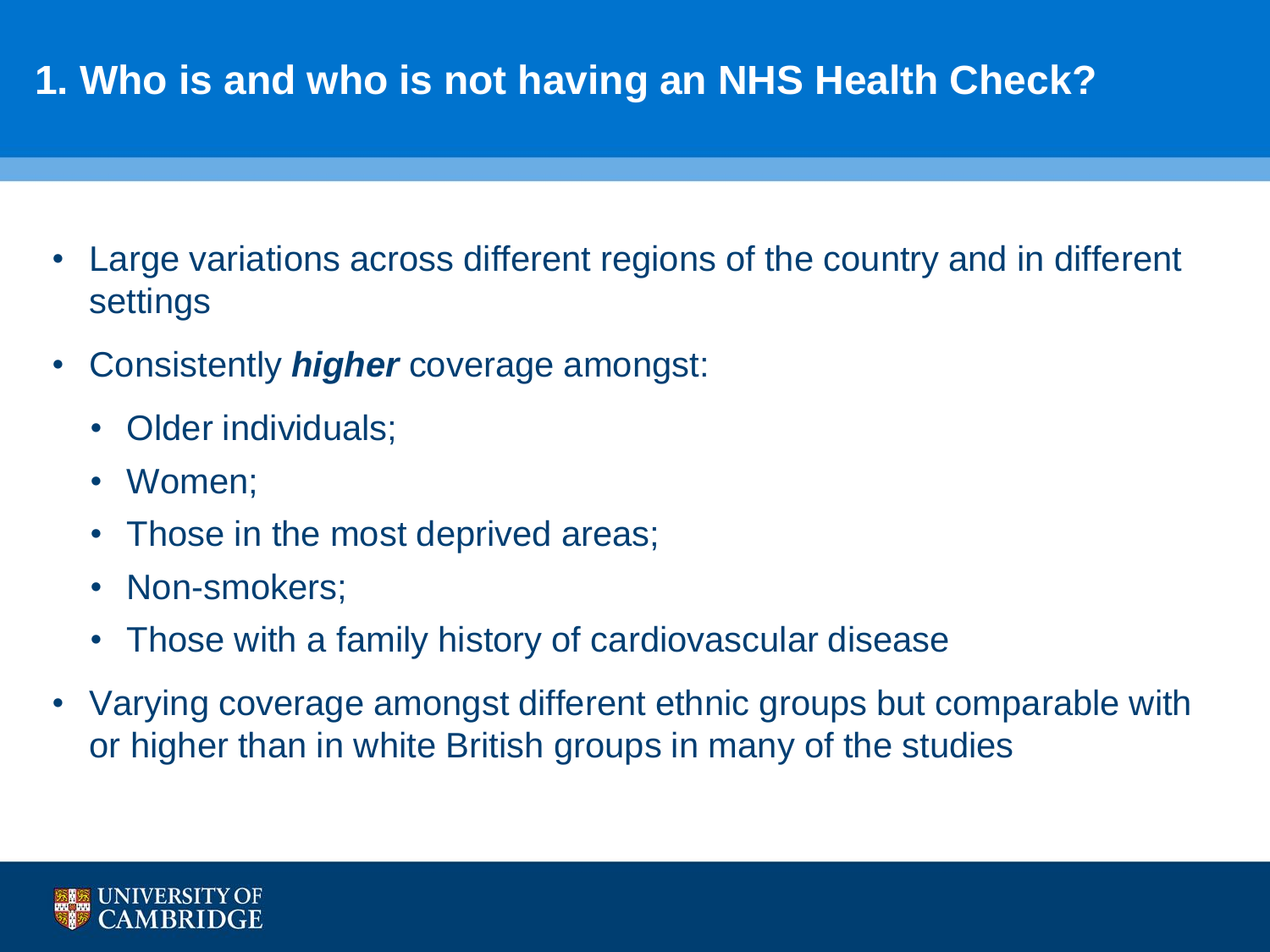# 1. Who is and who is not having an NHS Health Check?

- Large variations across different regions of the country and in different settings
- Consistently ***higher*** coverage amongst:
  - Older individuals;
  - Women;
  - Those in the most deprived areas;
  - Non-smokers;
  - Those with a family history of cardiovascular disease
- Varying coverage amongst different ethnic groups but comparable with or higher than in white British groups in many of the studies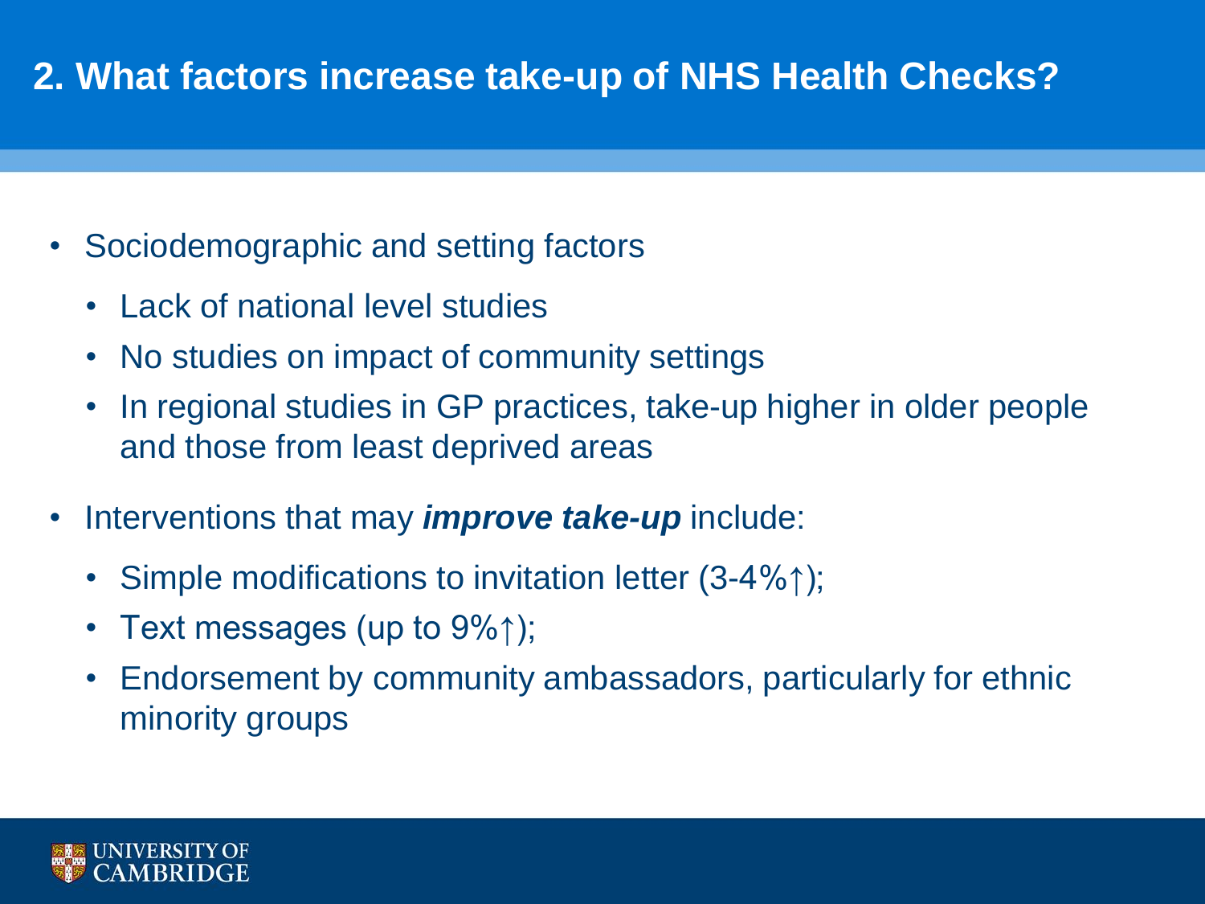# 2. What factors increase take-up of NHS Health Checks?

- Sociodemographic and setting factors
  - Lack of national level studies
  - No studies on impact of community settings
  - In regional studies in GP practices, take-up higher in older people and those from least deprived areas
- Interventions that may ***improve take-up*** include:
  - Simple modifications to invitation letter (3-4%↑);
  - Text messages (up to 9%↑);
  - Endorsement by community ambassadors, particularly for ethnic minority groups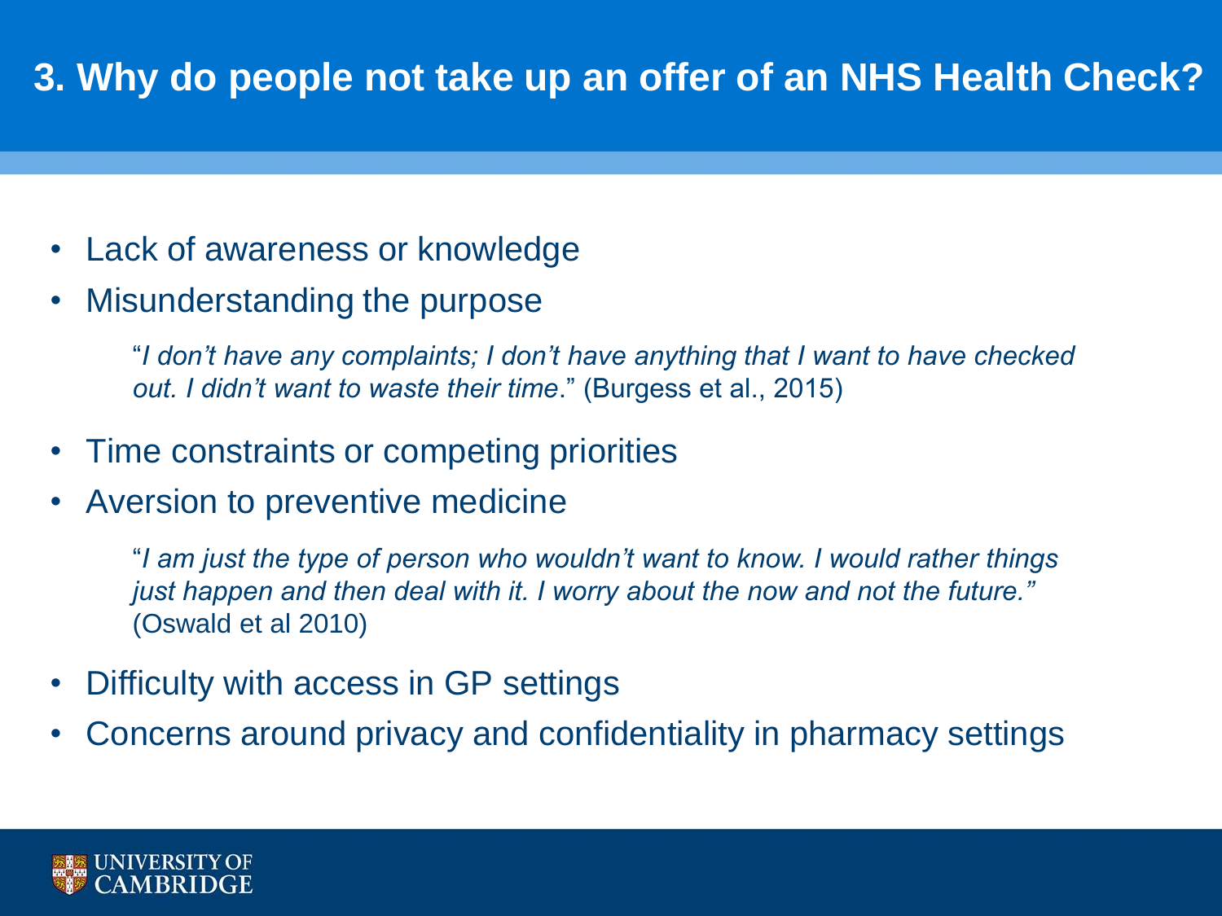# 3. Why do people not take up an offer of an NHS Health Check?

- Lack of awareness or knowledge
- Misunderstanding the purpose

  "*I don't have any complaints; I don't have anything that I want to have checked out. I didn't want to waste their time*." (Burgess et al., 2015)

- Time constraints or competing priorities
- Aversion to preventive medicine

  "*I am just the type of person who wouldn't want to know. I would rather things just happen and then deal with it. I worry about the now and not the future.*" (Oswald et al 2010)

- Difficulty with access in GP settings
- Concerns around privacy and confidentiality in pharmacy settings

UNIVERSITY OF CAMBRIDGE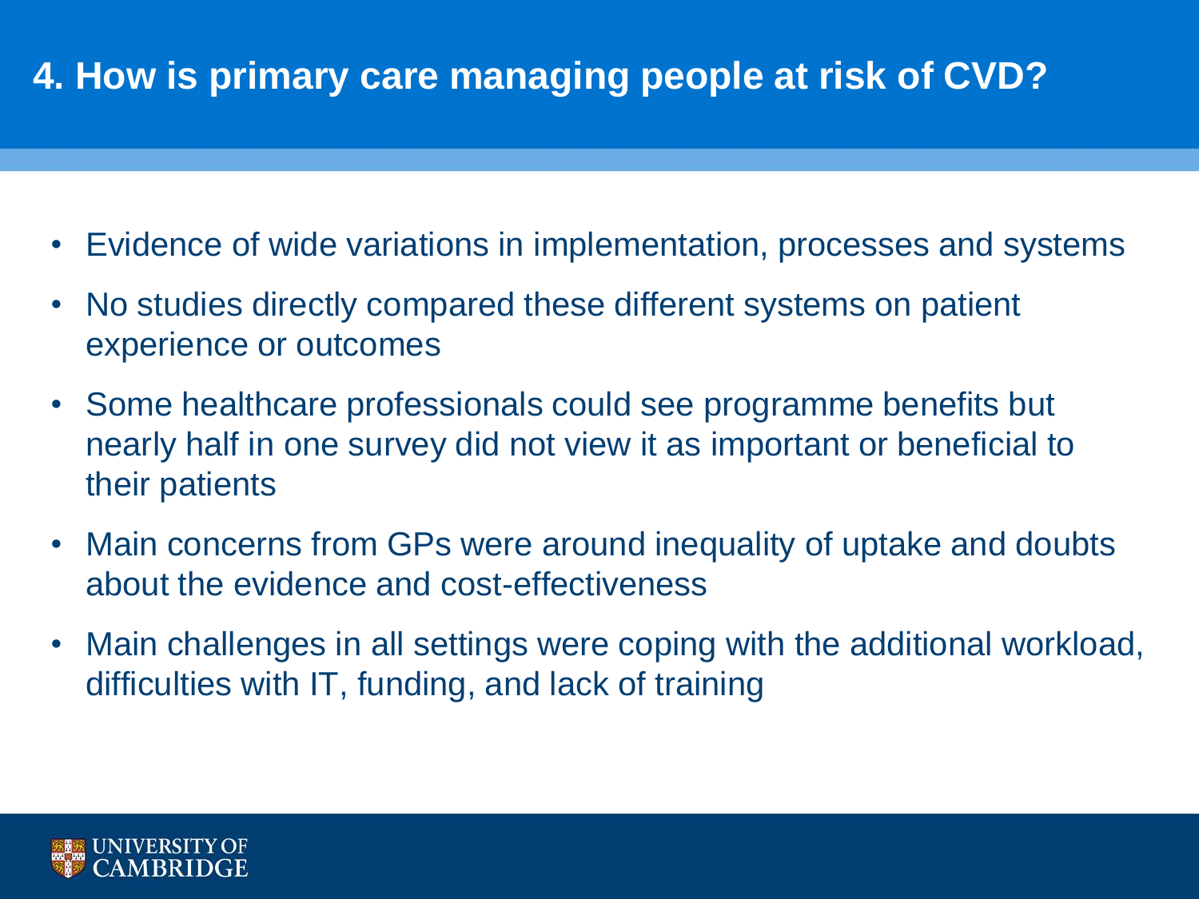# 4. How is primary care managing people at risk of CVD?

- Evidence of wide variations in implementation, processes and systems
- No studies directly compared these different systems on patient experience or outcomes
- Some healthcare professionals could see programme benefits but nearly half in one survey did not view it as important or beneficial to their patients
- Main concerns from GPs were around inequality of uptake and doubts about the evidence and cost-effectiveness
- Main challenges in all settings were coping with the additional workload, difficulties with IT, funding, and lack of training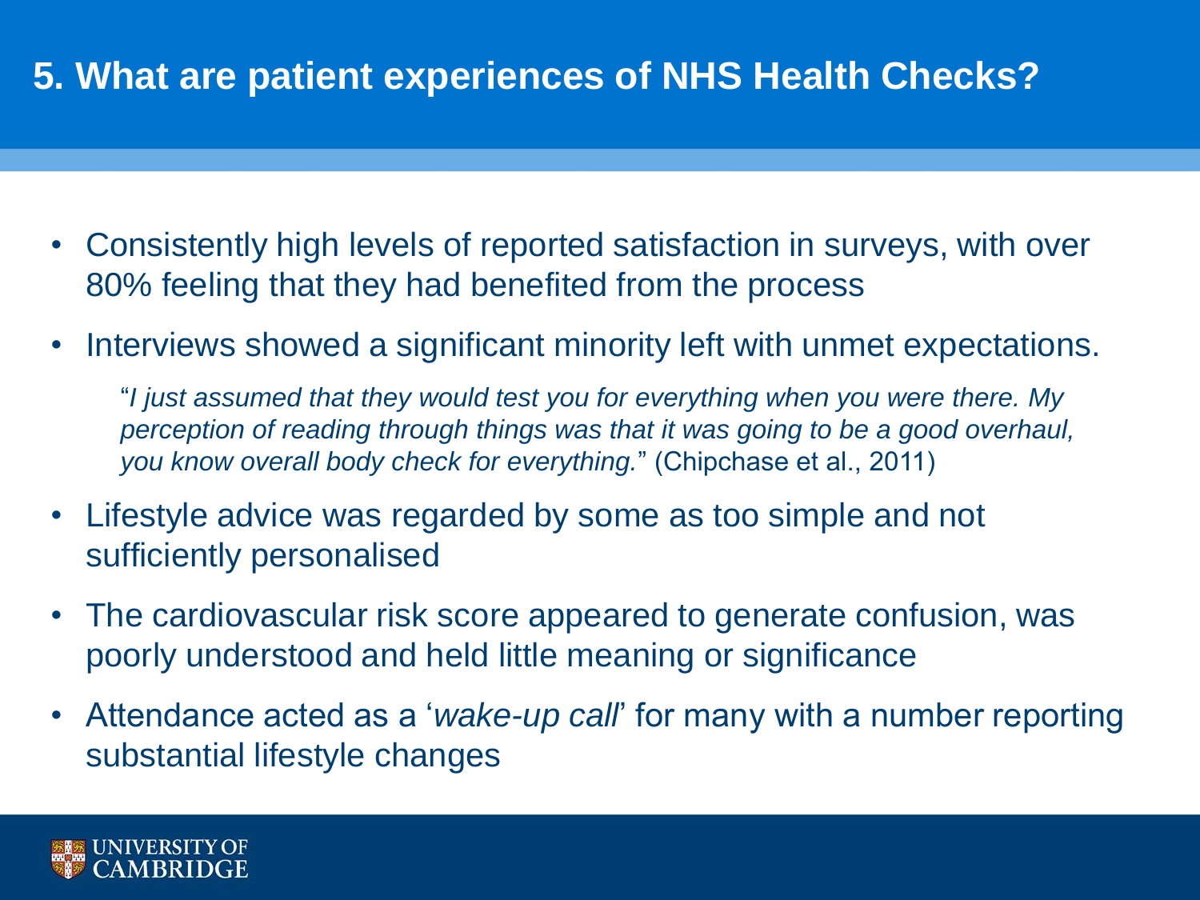# 5. What are patient experiences of NHS Health Checks?

- Consistently high levels of reported satisfaction in surveys, with over 80% feeling that they had benefited from the process
- Interviews showed a significant minority left with unmet expectations.

  "*I just assumed that they would test you for everything when you were there. My perception of reading through things was that it was going to be a good overhaul, you know overall body check for everything.*" (Chipchase et al., 2011)

- Lifestyle advice was regarded by some as too simple and not sufficiently personalised
- The cardiovascular risk score appeared to generate confusion, was poorly understood and held little meaning or significance
- Attendance acted as a '*wake-up call*' for many with a number reporting substantial lifestyle changes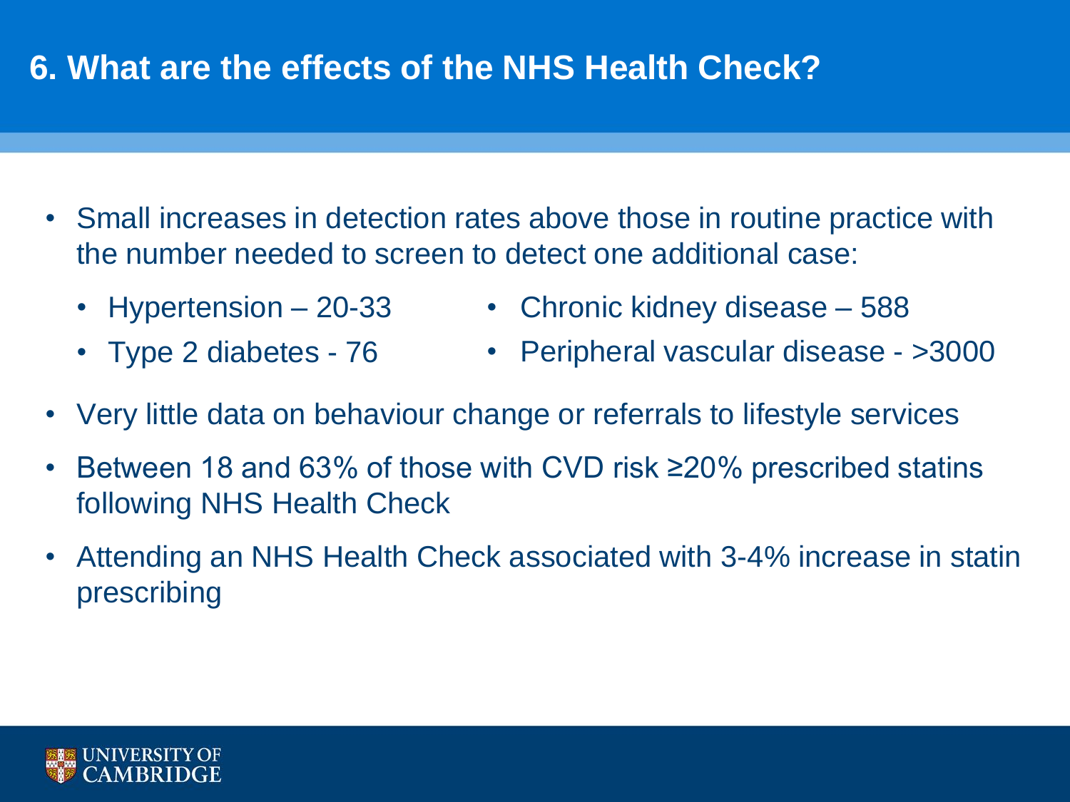# 6. What are the effects of the NHS Health Check?

- Small increases in detection rates above those in routine practice with the number needed to screen to detect one additional case:
  - Hypertension – 20-33
  - Type 2 diabetes - 76
  - Chronic kidney disease – 588
  - Peripheral vascular disease - >3000
- Very little data on behaviour change or referrals to lifestyle services
- Between 18 and 63% of those with CVD risk ≥20% prescribed statins following NHS Health Check
- Attending an NHS Health Check associated with 3-4% increase in statin prescribing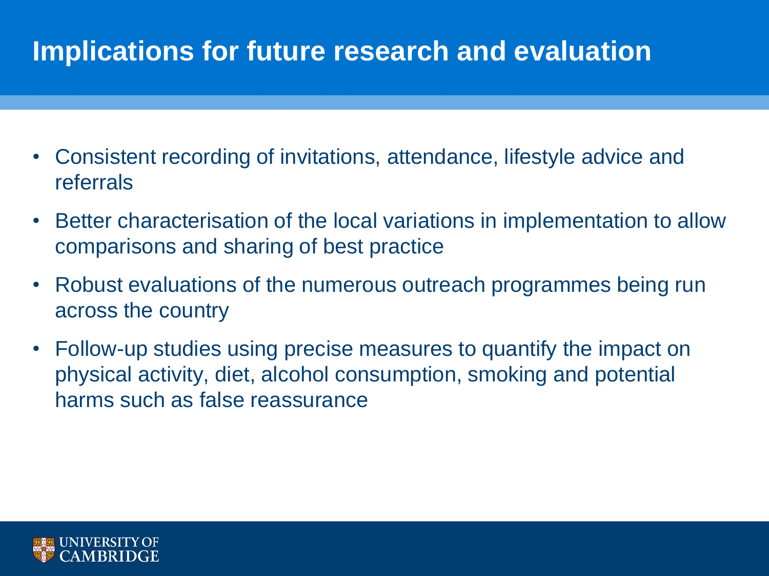# Implications for future research and evaluation

- Consistent recording of invitations, attendance, lifestyle advice and referrals
- Better characterisation of the local variations in implementation to allow comparisons and sharing of best practice
- Robust evaluations of the numerous outreach programmes being run across the country
- Follow-up studies using precise measures to quantify the impact on physical activity, diet, alcohol consumption, smoking and potential harms such as false reassurance